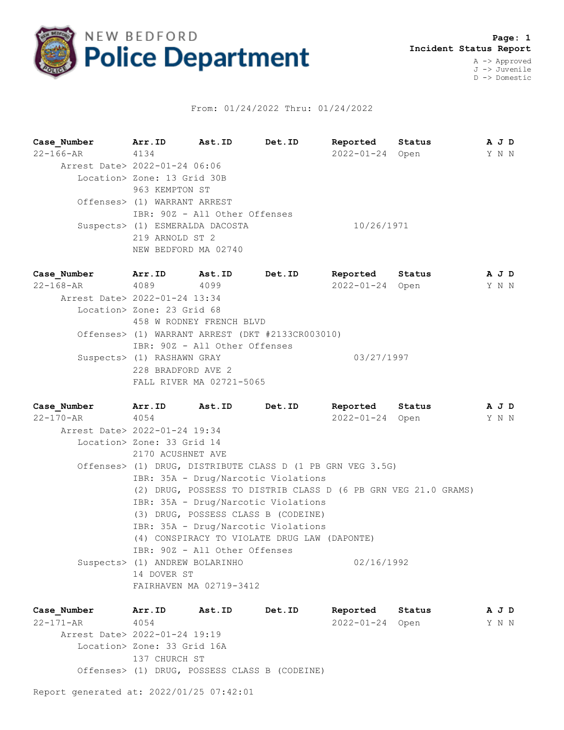# NEW BEDFORD Police Department

**Incident Status Report**

A -> Approved
J -> Juvenile
D -> Domestic

From: 01/24/2022 Thru: 01/24/2022

| **Case_Number** | **Arr.ID** | **Ast.ID** | **Det.ID** | **Reported** | **Status** | **A J D** |
|---|---|---|---|---|---|---|
| 22-166-AR | 4134 | | | 2022-01-24 | Open | Y N N |

Arrest Date> 2022-01-24 06:06
Location> Zone: 13 Grid 30B
963 KEMPTON ST
Offenses> (1) WARRANT ARREST
IBR: 90Z - All Other Offenses
Suspects> (1) ESMERALDA DACOSTA 10/26/1971
219 ARNOLD ST 2
NEW BEDFORD MA 02740

| **Case_Number** | **Arr.ID** | **Ast.ID** | **Det.ID** | **Reported** | **Status** | **A J D** |
|---|---|---|---|---|---|---|
| 22-168-AR | 4089 | 4099 | | 2022-01-24 | Open | Y N N |

Arrest Date> 2022-01-24 13:34
Location> Zone: 23 Grid 68
458 W RODNEY FRENCH BLVD
Offenses> (1) WARRANT ARREST (DKT #2133CR003010)
IBR: 90Z - All Other Offenses
Suspects> (1) RASHAWN GRAY 03/27/1997
228 BRADFORD AVE 2
FALL RIVER MA 02721-5065

| **Case_Number** | **Arr.ID** | **Ast.ID** | **Det.ID** | **Reported** | **Status** | **A J D** |
|---|---|---|---|---|---|---|
| 22-170-AR | 4054 | | | 2022-01-24 | Open | Y N N |

Arrest Date> 2022-01-24 19:34
Location> Zone: 33 Grid 14
2170 ACUSHNET AVE
Offenses> (1) DRUG, DISTRIBUTE CLASS D (1 PB GRN VEG 3.5G)
IBR: 35A - Drug/Narcotic Violations
(2) DRUG, POSSESS TO DISTRIB CLASS D (6 PB GRN VEG 21.0 GRAMS)
IBR: 35A - Drug/Narcotic Violations
(3) DRUG, POSSESS CLASS B (CODEINE)
IBR: 35A - Drug/Narcotic Violations
(4) CONSPIRACY TO VIOLATE DRUG LAW (DAPONTE)
IBR: 90Z - All Other Offenses
Suspects> (1) ANDREW BOLARINHO 02/16/1992
14 DOVER ST
FAIRHAVEN MA 02719-3412

| **Case_Number** | **Arr.ID** | **Ast.ID** | **Det.ID** | **Reported** | **Status** | **A J D** |
|---|---|---|---|---|---|---|
| 22-171-AR | 4054 | | | 2022-01-24 | Open | Y N N |

Arrest Date> 2022-01-24 19:19
Location> Zone: 33 Grid 16A
137 CHURCH ST
Offenses> (1) DRUG, POSSESS CLASS B (CODEINE)

Report generated at: 2022/01/25 07:42:01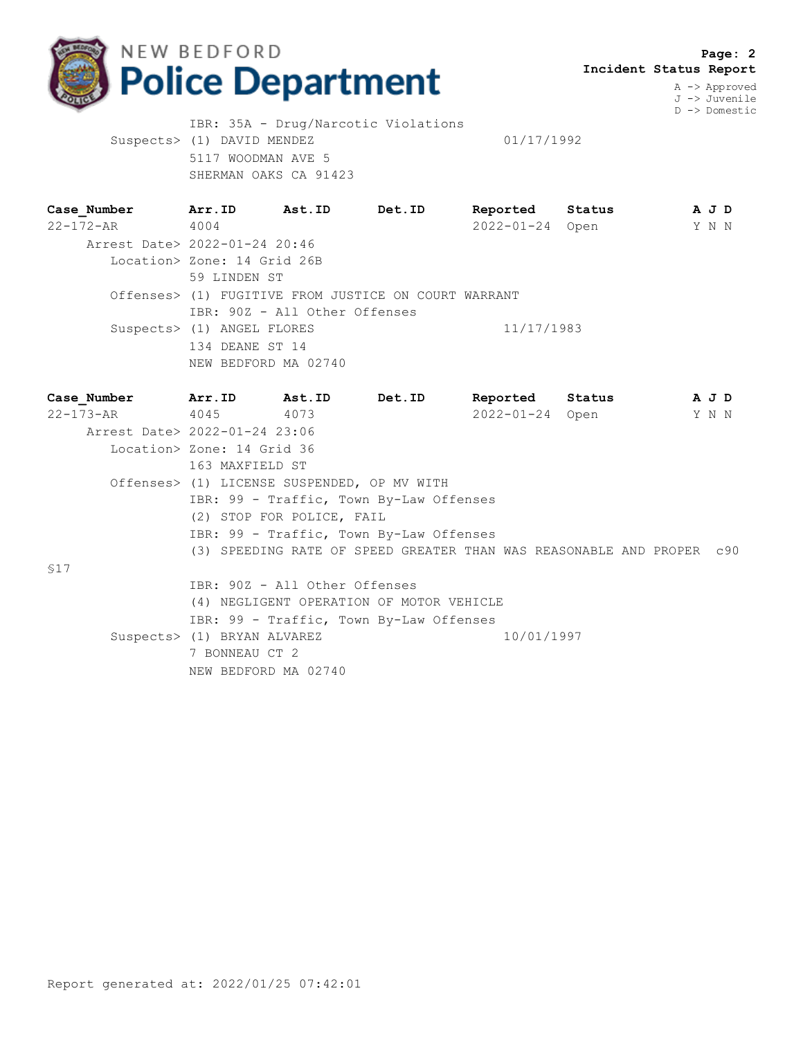Page: 2

**Incident Status Report**

A -> Approved
J -> Juvenile
D -> Domestic

IBR: 35A - Drug/Narcotic Violations

Suspects> (1) DAVID MENDEZ 01/17/1992
5117 WOODMAN AVE 5
SHERMAN OAKS CA 91423

| Case_Number | Arr.ID | Ast.ID | Det.ID | Reported | Status | A J D |
|---|---|---|---|---|---|---|
| 22-172-AR | 4004 | | | 2022-01-24 | Open | Y N N |

Arrest Date> 2022-01-24 20:46

Location> Zone: 14 Grid 26B
59 LINDEN ST

Offenses> (1) FUGITIVE FROM JUSTICE ON COURT WARRANT
IBR: 90Z - All Other Offenses

Suspects> (1) ANGEL FLORES 11/17/1983
134 DEANE ST 14
NEW BEDFORD MA 02740

| Case_Number | Arr.ID | Ast.ID | Det.ID | Reported | Status | A J D |
|---|---|---|---|---|---|---|
| 22-173-AR | 4045 | 4073 | | 2022-01-24 | Open | Y N N |

Arrest Date> 2022-01-24 23:06

Location> Zone: 14 Grid 36
163 MAXFIELD ST

Offenses> (1) LICENSE SUSPENDED, OP MV WITH
IBR: 99 - Traffic, Town By-Law Offenses
(2) STOP FOR POLICE, FAIL
IBR: 99 - Traffic, Town By-Law Offenses
(3) SPEEDING RATE OF SPEED GREATER THAN WAS REASONABLE AND PROPER c90 §17
IBR: 90Z - All Other Offenses
(4) NEGLIGENT OPERATION OF MOTOR VEHICLE
IBR: 99 - Traffic, Town By-Law Offenses

Suspects> (1) BRYAN ALVAREZ 10/01/1997
7 BONNEAU CT 2
NEW BEDFORD MA 02740

Report generated at: 2022/01/25 07:42:01